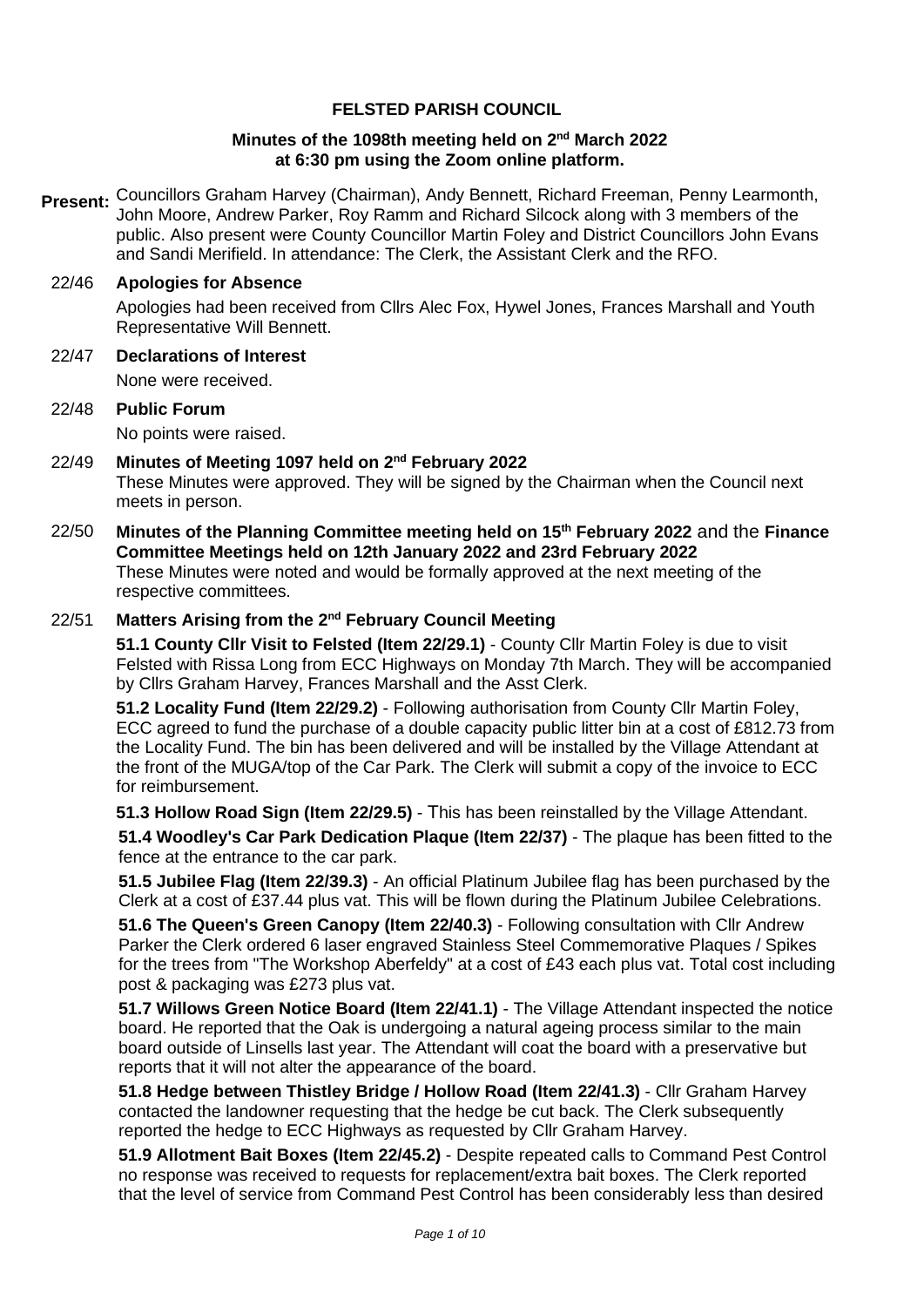# FELSTED PARISH COUNCIL

**Minutes of the 1098th meeting held on 2nd March 2022 at 6:30 pm using the Zoom online platform.**

**Present:** Councillors Graham Harvey (Chairman), Andy Bennett, Richard Freeman, Penny Learmonth, John Moore, Andrew Parker, Roy Ramm and Richard Silcock along with 3 members of the public. Also present were County Councillor Martin Foley and District Councillors John Evans and Sandi Merifield. In attendance: The Clerk, the Assistant Clerk and the RFO.

**22/46 Apologies for Absence**

Apologies had been received from Cllrs Alec Fox, Hywel Jones, Frances Marshall and Youth Representative Will Bennett.

**22/47 Declarations of Interest**

None were received.

**22/48 Public Forum**

No points were raised.

**22/49 Minutes of Meeting 1097 held on 2nd February 2022**

These Minutes were approved. They will be signed by the Chairman when the Council next meets in person.

**22/50 Minutes of the Planning Committee meeting held on 15th February 2022** and the **Finance Committee Meetings held on 12th January 2022 and 23rd February 2022**

These Minutes were noted and would be formally approved at the next meeting of the respective committees.

**22/51 Matters Arising from the 2nd February Council Meeting**

**51.1 County Cllr Visit to Felsted (Item 22/29.1)** - County Cllr Martin Foley is due to visit Felsted with Rissa Long from ECC Highways on Monday 7th March. They will be accompanied by Cllrs Graham Harvey, Frances Marshall and the Asst Clerk.

**51.2 Locality Fund (Item 22/29.2)** - Following authorisation from County Cllr Martin Foley, ECC agreed to fund the purchase of a double capacity public litter bin at a cost of £812.73 from the Locality Fund. The bin has been delivered and will be installed by the Village Attendant at the front of the MUGA/top of the Car Park. The Clerk will submit a copy of the invoice to ECC for reimbursement.

**51.3 Hollow Road Sign (Item 22/29.5)** - This has been reinstalled by the Village Attendant.

**51.4 Woodley's Car Park Dedication Plaque (Item 22/37)** - The plaque has been fitted to the fence at the entrance to the car park.

**51.5 Jubilee Flag (Item 22/39.3)** - An official Platinum Jubilee flag has been purchased by the Clerk at a cost of £37.44 plus vat. This will be flown during the Platinum Jubilee Celebrations.

**51.6 The Queen's Green Canopy (Item 22/40.3)** - Following consultation with Cllr Andrew Parker the Clerk ordered 6 laser engraved Stainless Steel Commemorative Plaques / Spikes for the trees from "The Workshop Aberfeldy" at a cost of £43 each plus vat. Total cost including post & packaging was £273 plus vat.

**51.7 Willows Green Notice Board (Item 22/41.1)** - The Village Attendant inspected the notice board. He reported that the Oak is undergoing a natural ageing process similar to the main board outside of Linsells last year. The Attendant will coat the board with a preservative but reports that it will not alter the appearance of the board.

**51.8 Hedge between Thistley Bridge / Hollow Road (Item 22/41.3)** - Cllr Graham Harvey contacted the landowner requesting that the hedge be cut back. The Clerk subsequently reported the hedge to ECC Highways as requested by Cllr Graham Harvey.

**51.9 Allotment Bait Boxes (Item 22/45.2)** - Despite repeated calls to Command Pest Control no response was received to requests for replacement/extra bait boxes. The Clerk reported that the level of service from Command Pest Control has been considerably less than desired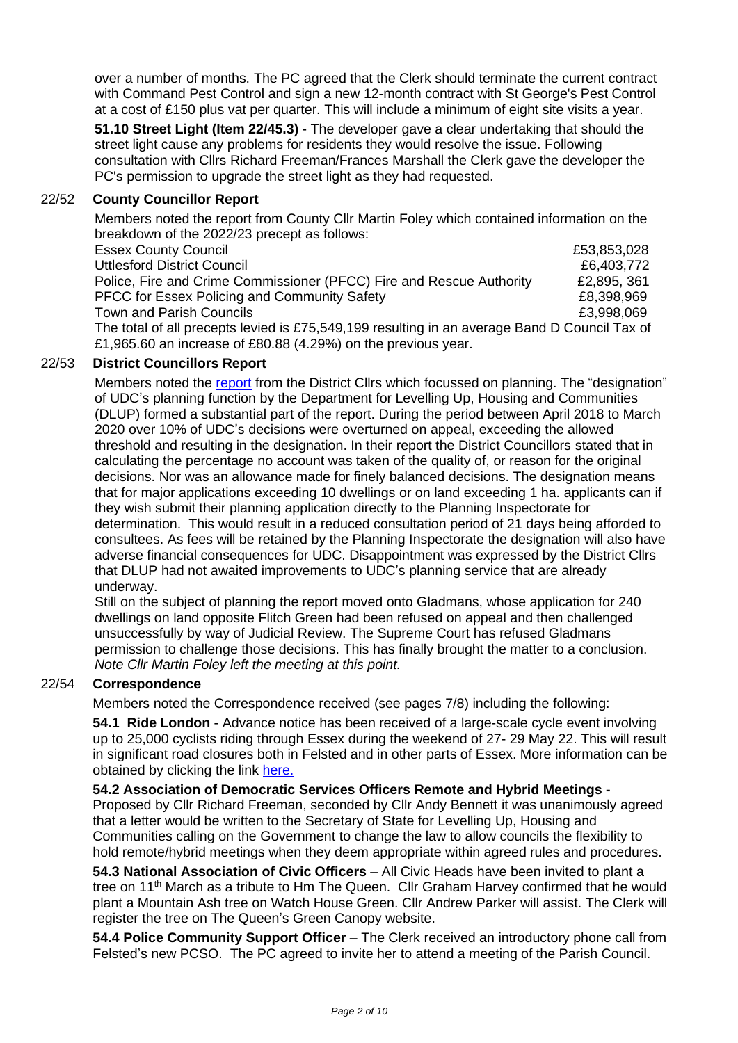over a number of months. The PC agreed that the Clerk should terminate the current contract with Command Pest Control and sign a new 12-month contract with St George's Pest Control at a cost of £150 plus vat per quarter. This will include a minimum of eight site visits a year.

**51.10 Street Light (Item 22/45.3)** - The developer gave a clear undertaking that should the street light cause any problems for residents they would resolve the issue. Following consultation with Cllrs Richard Freeman/Frances Marshall the Clerk gave the developer the PC's permission to upgrade the street light as they had requested.

### 22/52 County Councillor Report

Members noted the report from County Cllr Martin Foley which contained information on the breakdown of the 2022/23 precept as follows:

| | |
|---|---|
| Essex County Council | £53,853,028 |
| Uttlesford District Council | £6,403,772 |
| Police, Fire and Crime Commissioner (PFCC) Fire and Rescue Authority | £2,895, 361 |
| PFCC for Essex Policing and Community Safety | £8,398,969 |
| Town and Parish Councils | £3,998,069 |

The total of all precepts levied is £75,549,199 resulting in an average Band D Council Tax of £1,965.60 an increase of £80.88 (4.29%) on the previous year.

### 22/53 District Councillors Report

Members noted the report from the District Cllrs which focussed on planning. The "designation" of UDC's planning function by the Department for Levelling Up, Housing and Communities (DLUP) formed a substantial part of the report. During the period between April 2018 to March 2020 over 10% of UDC's decisions were overturned on appeal, exceeding the allowed threshold and resulting in the designation. In their report the District Councillors stated that in calculating the percentage no account was taken of the quality of, or reason for the original decisions. Nor was an allowance made for finely balanced decisions. The designation means that for major applications exceeding 10 dwellings or on land exceeding 1 ha. applicants can if they wish submit their planning application directly to the Planning Inspectorate for determination. This would result in a reduced consultation period of 21 days being afforded to consultees. As fees will be retained by the Planning Inspectorate the designation will also have adverse financial consequences for UDC. Disappointment was expressed by the District Cllrs that DLUP had not awaited improvements to UDC's planning service that are already underway.

Still on the subject of planning the report moved onto Gladmans, whose application for 240 dwellings on land opposite Flitch Green had been refused on appeal and then challenged unsuccessfully by way of Judicial Review. The Supreme Court has refused Gladmans permission to challenge those decisions. This has finally brought the matter to a conclusion.

*Note Cllr Martin Foley left the meeting at this point.*

### 22/54 Correspondence

Members noted the Correspondence received (see pages 7/8) including the following:

**54.1 Ride London** - Advance notice has been received of a large-scale cycle event involving up to 25,000 cyclists riding through Essex during the weekend of 27- 29 May 22. This will result in significant road closures both in Felsted and in other parts of Essex. More information can be obtained by clicking the link here.

**54.2 Association of Democratic Services Officers Remote and Hybrid Meetings -** Proposed by Cllr Richard Freeman, seconded by Cllr Andy Bennett it was unanimously agreed that a letter would be written to the Secretary of State for Levelling Up, Housing and Communities calling on the Government to change the law to allow councils the flexibility to hold remote/hybrid meetings when they deem appropriate within agreed rules and procedures.

**54.3 National Association of Civic Officers** – All Civic Heads have been invited to plant a tree on 11th March as a tribute to Hm The Queen. Cllr Graham Harvey confirmed that he would plant a Mountain Ash tree on Watch House Green. Cllr Andrew Parker will assist. The Clerk will register the tree on The Queen's Green Canopy website.

**54.4 Police Community Support Officer** – The Clerk received an introductory phone call from Felsted's new PCSO. The PC agreed to invite her to attend a meeting of the Parish Council.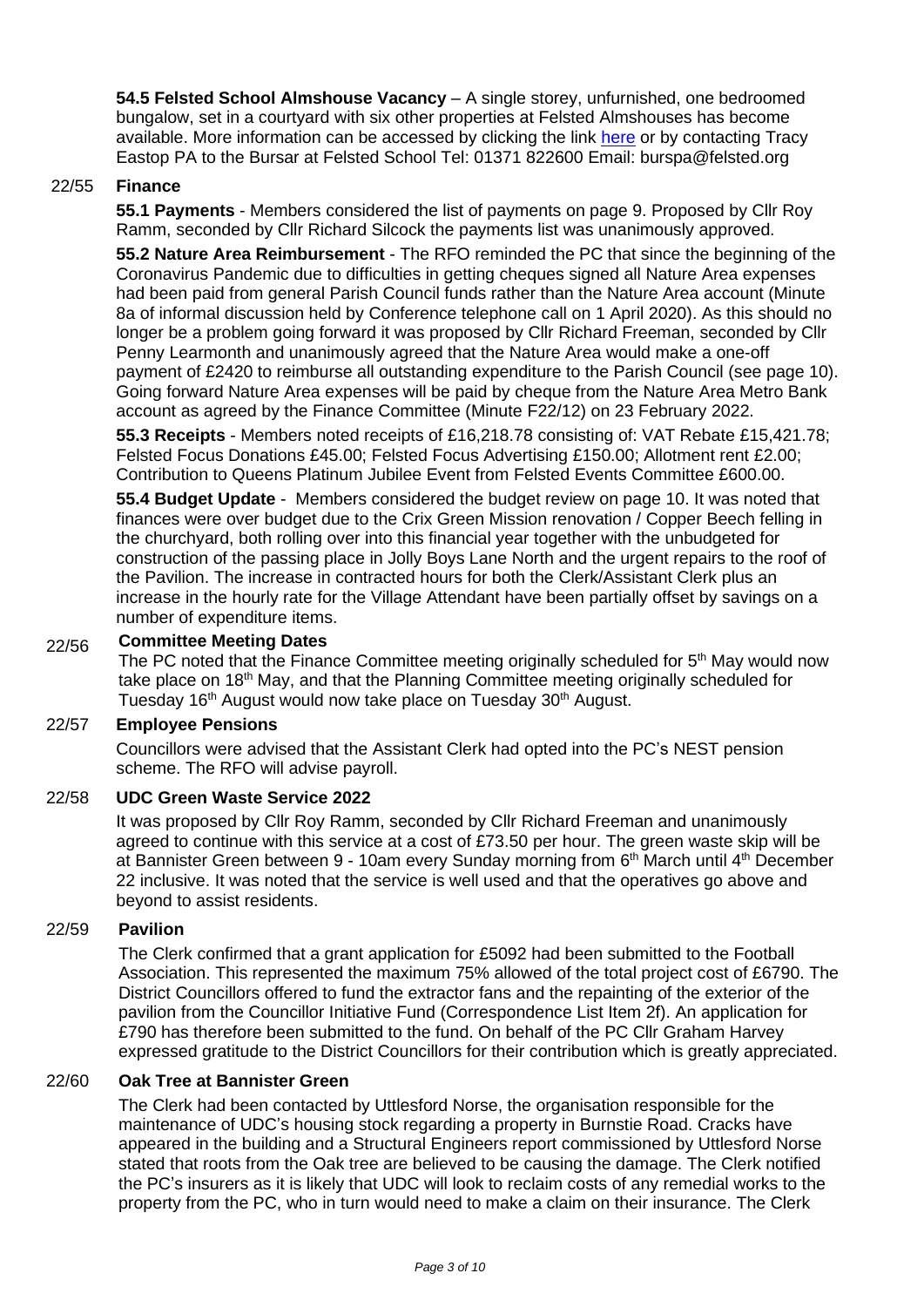**54.5 Felsted School Almshouse Vacancy** – A single storey, unfurnished, one bedroomed bungalow, set in a courtyard with six other properties at Felsted Almshouses has become available. More information can be accessed by clicking the link here or by contacting Tracy Eastop PA to the Bursar at Felsted School Tel: 01371 822600 Email: burspa@felsted.org

### 22/55 Finance

**55.1 Payments** - Members considered the list of payments on page 9. Proposed by Cllr Roy Ramm, seconded by Cllr Richard Silcock the payments list was unanimously approved.

**55.2 Nature Area Reimbursement** - The RFO reminded the PC that since the beginning of the Coronavirus Pandemic due to difficulties in getting cheques signed all Nature Area expenses had been paid from general Parish Council funds rather than the Nature Area account (Minute 8a of informal discussion held by Conference telephone call on 1 April 2020). As this should no longer be a problem going forward it was proposed by Cllr Richard Freeman, seconded by Cllr Penny Learmonth and unanimously agreed that the Nature Area would make a one-off payment of £2420 to reimburse all outstanding expenditure to the Parish Council (see page 10). Going forward Nature Area expenses will be paid by cheque from the Nature Area Metro Bank account as agreed by the Finance Committee (Minute F22/12) on 23 February 2022.

**55.3 Receipts** - Members noted receipts of £16,218.78 consisting of: VAT Rebate £15,421.78; Felsted Focus Donations £45.00; Felsted Focus Advertising £150.00; Allotment rent £2.00; Contribution to Queens Platinum Jubilee Event from Felsted Events Committee £600.00.

**55.4 Budget Update** - Members considered the budget review on page 10. It was noted that finances were over budget due to the Crix Green Mission renovation / Copper Beech felling in the churchyard, both rolling over into this financial year together with the unbudgeted for construction of the passing place in Jolly Boys Lane North and the urgent repairs to the roof of the Pavilion. The increase in contracted hours for both the Clerk/Assistant Clerk plus an increase in the hourly rate for the Village Attendant have been partially offset by savings on a number of expenditure items.

### 22/56 Committee Meeting Dates

The PC noted that the Finance Committee meeting originally scheduled for 5th May would now take place on 18th May, and that the Planning Committee meeting originally scheduled for Tuesday 16th August would now take place on Tuesday 30th August.

### 22/57 Employee Pensions

Councillors were advised that the Assistant Clerk had opted into the PC's NEST pension scheme. The RFO will advise payroll.

### 22/58 UDC Green Waste Service 2022

It was proposed by Cllr Roy Ramm, seconded by Cllr Richard Freeman and unanimously agreed to continue with this service at a cost of £73.50 per hour. The green waste skip will be at Bannister Green between 9 - 10am every Sunday morning from 6th March until 4th December 22 inclusive. It was noted that the service is well used and that the operatives go above and beyond to assist residents.

### 22/59 Pavilion

The Clerk confirmed that a grant application for £5092 had been submitted to the Football Association. This represented the maximum 75% allowed of the total project cost of £6790. The District Councillors offered to fund the extractor fans and the repainting of the exterior of the pavilion from the Councillor Initiative Fund (Correspondence List Item 2f). An application for £790 has therefore been submitted to the fund. On behalf of the PC Cllr Graham Harvey expressed gratitude to the District Councillors for their contribution which is greatly appreciated.

### 22/60 Oak Tree at Bannister Green

The Clerk had been contacted by Uttlesford Norse, the organisation responsible for the maintenance of UDC's housing stock regarding a property in Burnstie Road. Cracks have appeared in the building and a Structural Engineers report commissioned by Uttlesford Norse stated that roots from the Oak tree are believed to be causing the damage. The Clerk notified the PC's insurers as it is likely that UDC will look to reclaim costs of any remedial works to the property from the PC, who in turn would need to make a claim on their insurance. The Clerk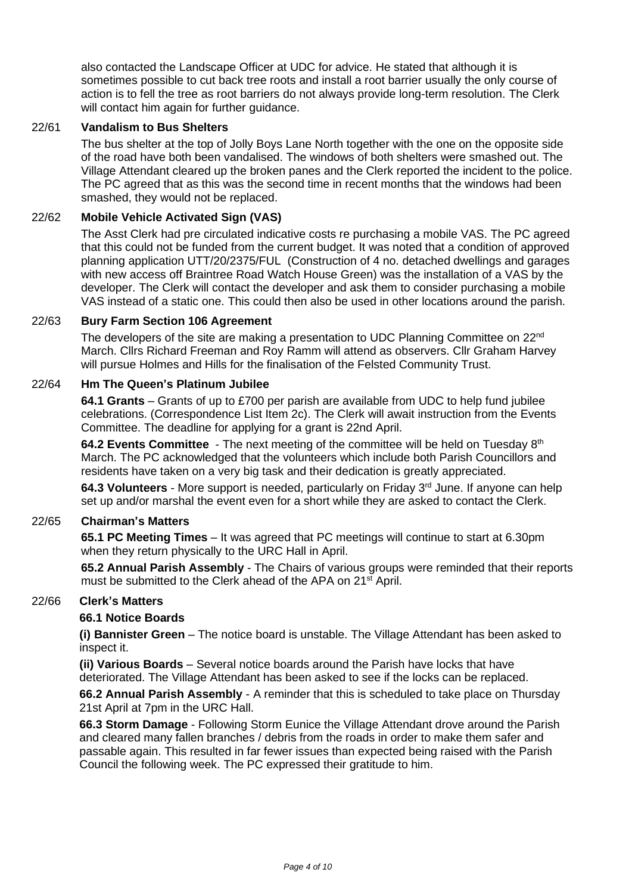also contacted the Landscape Officer at UDC for advice. He stated that although it is sometimes possible to cut back tree roots and install a root barrier usually the only course of action is to fell the tree as root barriers do not always provide long-term resolution. The Clerk will contact him again for further guidance.

## 22/61 Vandalism to Bus Shelters

The bus shelter at the top of Jolly Boys Lane North together with the one on the opposite side of the road have both been vandalised. The windows of both shelters were smashed out. The Village Attendant cleared up the broken panes and the Clerk reported the incident to the police. The PC agreed that as this was the second time in recent months that the windows had been smashed, they would not be replaced.

## 22/62 Mobile Vehicle Activated Sign (VAS)

The Asst Clerk had pre circulated indicative costs re purchasing a mobile VAS. The PC agreed that this could not be funded from the current budget. It was noted that a condition of approved planning application UTT/20/2375/FUL (Construction of 4 no. detached dwellings and garages with new access off Braintree Road Watch House Green) was the installation of a VAS by the developer. The Clerk will contact the developer and ask them to consider purchasing a mobile VAS instead of a static one. This could then also be used in other locations around the parish.

## 22/63 Bury Farm Section 106 Agreement

The developers of the site are making a presentation to UDC Planning Committee on 22nd March. Cllrs Richard Freeman and Roy Ramm will attend as observers. Cllr Graham Harvey will pursue Holmes and Hills for the finalisation of the Felsted Community Trust.

## 22/64 Hm The Queen's Platinum Jubilee

**64.1 Grants** – Grants of up to £700 per parish are available from UDC to help fund jubilee celebrations. (Correspondence List Item 2c). The Clerk will await instruction from the Events Committee. The deadline for applying for a grant is 22nd April.

**64.2 Events Committee** - The next meeting of the committee will be held on Tuesday 8th March. The PC acknowledged that the volunteers which include both Parish Councillors and residents have taken on a very big task and their dedication is greatly appreciated.

**64.3 Volunteers** - More support is needed, particularly on Friday 3rd June. If anyone can help set up and/or marshal the event even for a short while they are asked to contact the Clerk.

## 22/65 Chairman's Matters

**65.1 PC Meeting Times** – It was agreed that PC meetings will continue to start at 6.30pm when they return physically to the URC Hall in April.

**65.2 Annual Parish Assembly** - The Chairs of various groups were reminded that their reports must be submitted to the Clerk ahead of the APA on 21st April.

## 22/66 Clerk's Matters

**66.1 Notice Boards**

**(i) Bannister Green** – The notice board is unstable. The Village Attendant has been asked to inspect it.

**(ii) Various Boards** – Several notice boards around the Parish have locks that have deteriorated. The Village Attendant has been asked to see if the locks can be replaced.

**66.2 Annual Parish Assembly** - A reminder that this is scheduled to take place on Thursday 21st April at 7pm in the URC Hall.

**66.3 Storm Damage** - Following Storm Eunice the Village Attendant drove around the Parish and cleared many fallen branches / debris from the roads in order to make them safer and passable again. This resulted in far fewer issues than expected being raised with the Parish Council the following week. The PC expressed their gratitude to him.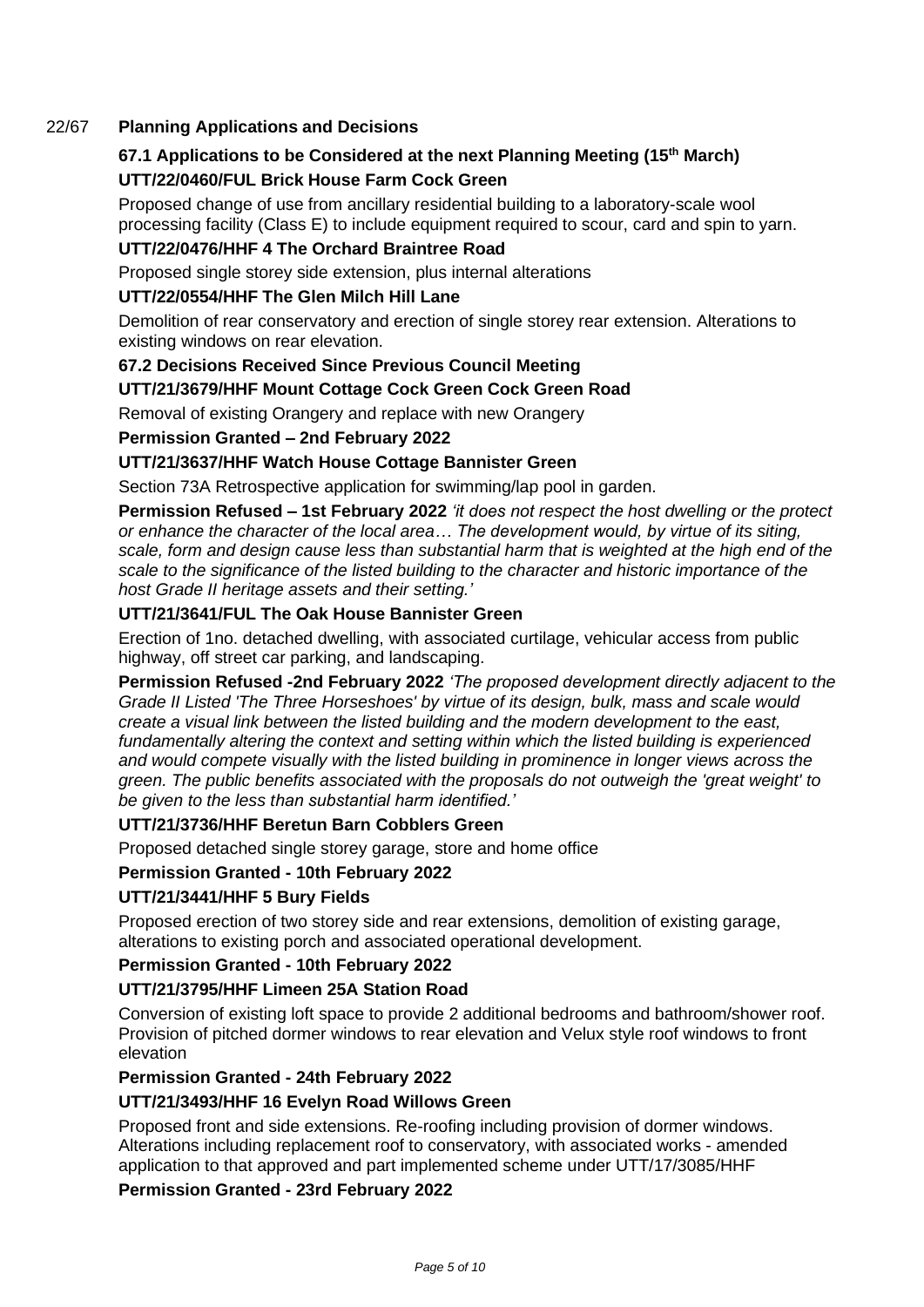## 22/67 Planning Applications and Decisions

### 67.1 Applications to be Considered at the next Planning Meeting (15th March)

**UTT/22/0460/FUL Brick House Farm Cock Green**

Proposed change of use from ancillary residential building to a laboratory-scale wool processing facility (Class E) to include equipment required to scour, card and spin to yarn.

**UTT/22/0476/HHF 4 The Orchard Braintree Road**

Proposed single storey side extension, plus internal alterations

**UTT/22/0554/HHF The Glen Milch Hill Lane**

Demolition of rear conservatory and erection of single storey rear extension. Alterations to existing windows on rear elevation.

### 67.2 Decisions Received Since Previous Council Meeting

**UTT/21/3679/HHF Mount Cottage Cock Green Cock Green Road**

Removal of existing Orangery and replace with new Orangery

**Permission Granted – 2nd February 2022**

**UTT/21/3637/HHF Watch House Cottage Bannister Green**

Section 73A Retrospective application for swimming/lap pool in garden.

**Permission Refused – 1st February 2022** *'it does not respect the host dwelling or the protect or enhance the character of the local area… The development would, by virtue of its siting, scale, form and design cause less than substantial harm that is weighted at the high end of the scale to the significance of the listed building to the character and historic importance of the host Grade II heritage assets and their setting.'*

**UTT/21/3641/FUL The Oak House Bannister Green**

Erection of 1no. detached dwelling, with associated curtilage, vehicular access from public highway, off street car parking, and landscaping.

**Permission Refused -2nd February 2022** *'The proposed development directly adjacent to the Grade II Listed 'The Three Horseshoes' by virtue of its design, bulk, mass and scale would create a visual link between the listed building and the modern development to the east, fundamentally altering the context and setting within which the listed building is experienced and would compete visually with the listed building in prominence in longer views across the green. The public benefits associated with the proposals do not outweigh the 'great weight' to be given to the less than substantial harm identified.'*

**UTT/21/3736/HHF Beretun Barn Cobblers Green**

Proposed detached single storey garage, store and home office

**Permission Granted - 10th February 2022**

**UTT/21/3441/HHF 5 Bury Fields**

Proposed erection of two storey side and rear extensions, demolition of existing garage, alterations to existing porch and associated operational development.

**Permission Granted - 10th February 2022**

**UTT/21/3795/HHF Limeen 25A Station Road**

Conversion of existing loft space to provide 2 additional bedrooms and bathroom/shower roof. Provision of pitched dormer windows to rear elevation and Velux style roof windows to front elevation

**Permission Granted - 24th February 2022**

**UTT/21/3493/HHF 16 Evelyn Road Willows Green**

Proposed front and side extensions. Re-roofing including provision of dormer windows. Alterations including replacement roof to conservatory, with associated works - amended application to that approved and part implemented scheme under UTT/17/3085/HHF

**Permission Granted - 23rd February 2022**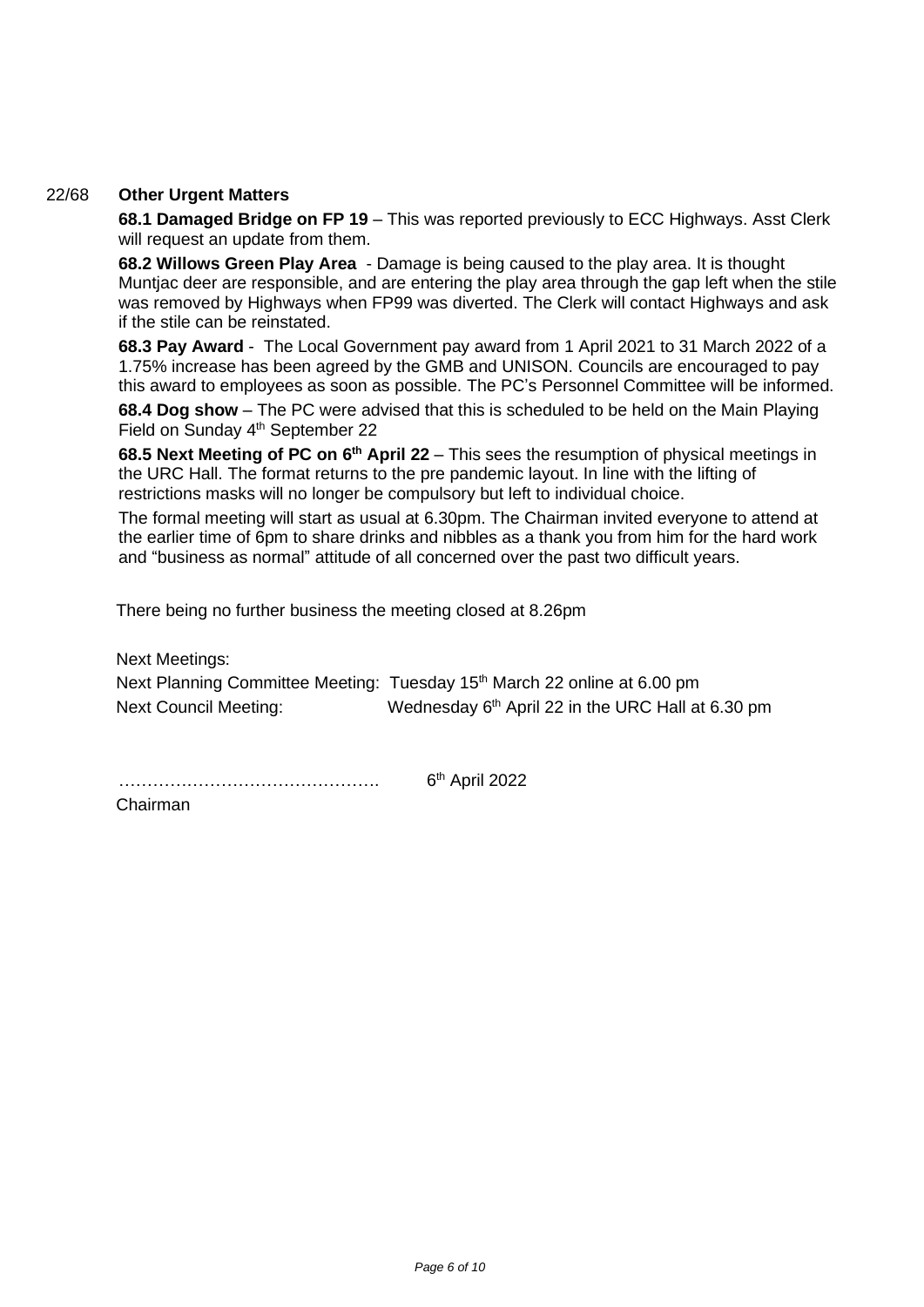22/68 **Other Urgent Matters**

**68.1 Damaged Bridge on FP 19** – This was reported previously to ECC Highways. Asst Clerk will request an update from them.

**68.2 Willows Green Play Area** - Damage is being caused to the play area. It is thought Muntjac deer are responsible, and are entering the play area through the gap left when the stile was removed by Highways when FP99 was diverted. The Clerk will contact Highways and ask if the stile can be reinstated.

**68.3 Pay Award** - The Local Government pay award from 1 April 2021 to 31 March 2022 of a 1.75% increase has been agreed by the GMB and UNISON. Councils are encouraged to pay this award to employees as soon as possible. The PC's Personnel Committee will be informed.

**68.4 Dog show** – The PC were advised that this is scheduled to be held on the Main Playing Field on Sunday 4th September 22

**68.5 Next Meeting of PC on 6th April 22** – This sees the resumption of physical meetings in the URC Hall. The format returns to the pre pandemic layout. In line with the lifting of restrictions masks will no longer be compulsory but left to individual choice.

The formal meeting will start as usual at 6.30pm. The Chairman invited everyone to attend at the earlier time of 6pm to share drinks and nibbles as a thank you from him for the hard work and "business as normal" attitude of all concerned over the past two difficult years.

There being no further business the meeting closed at 8.26pm

Next Meetings:

Next Planning Committee Meeting: Tuesday 15th March 22 online at 6.00 pm

Next Council Meeting: Wednesday 6th April 22 in the URC Hall at 6.30 pm

………………………………………. 6th April 2022

Chairman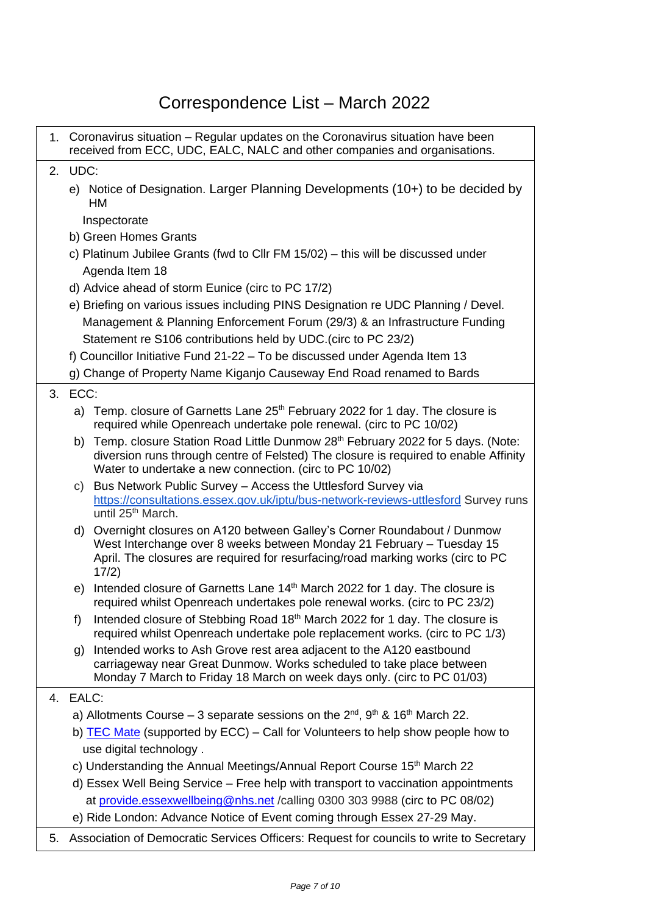# Correspondence List – March 2022

1. Coronavirus situation – Regular updates on the Coronavirus situation have been received from ECC, UDC, EALC, NALC and other companies and organisations.

2. UDC:
   e) Notice of Designation. Larger Planning Developments (10+) to be decided by HM Inspectorate
   b) Green Homes Grants
   c) Platinum Jubilee Grants (fwd to Cllr FM 15/02) – this will be discussed under Agenda Item 18
   d) Advice ahead of storm Eunice (circ to PC 17/2)
   e) Briefing on various issues including PINS Designation re UDC Planning / Devel. Management & Planning Enforcement Forum (29/3) & an Infrastructure Funding Statement re S106 contributions held by UDC.(circ to PC 23/2)
   f) Councillor Initiative Fund 21-22 – To be discussed under Agenda Item 13
   g) Change of Property Name Kiganjo Causeway End Road renamed to Bards

3. ECC:
   a) Temp. closure of Garnetts Lane 25th February 2022 for 1 day. The closure is required while Openreach undertake pole renewal. (circ to PC 10/02)
   b) Temp. closure Station Road Little Dunmow 28th February 2022 for 5 days. (Note: diversion runs through centre of Felsted) The closure is required to enable Affinity Water to undertake a new connection. (circ to PC 10/02)
   c) Bus Network Public Survey – Access the Uttlesford Survey via https://consultations.essex.gov.uk/iptu/bus-network-reviews-uttlesford Survey runs until 25th March.
   d) Overnight closures on A120 between Galley's Corner Roundabout / Dunmow West Interchange over 8 weeks between Monday 21 February – Tuesday 15 April. The closures are required for resurfacing/road marking works (circ to PC 17/2)
   e) Intended closure of Garnetts Lane 14th March 2022 for 1 day. The closure is required whilst Openreach undertakes pole renewal works. (circ to PC 23/2)
   f) Intended closure of Stebbing Road 18th March 2022 for 1 day. The closure is required whilst Openreach undertake pole replacement works. (circ to PC 1/3)
   g) Intended works to Ash Grove rest area adjacent to the A120 eastbound carriageway near Great Dunmow. Works scheduled to take place between Monday 7 March to Friday 18 March on week days only. (circ to PC 01/03)

4. EALC:
   a) Allotments Course – 3 separate sessions on the 2nd, 9th & 16th March 22.
   b) TEC Mate (supported by ECC) – Call for Volunteers to help show people how to use digital technology .
   c) Understanding the Annual Meetings/Annual Report Course 15th March 22
   d) Essex Well Being Service – Free help with transport to vaccination appointments at provide.essexwellbeing@nhs.net /calling 0300 303 9988 (circ to PC 08/02)
   e) Ride London: Advance Notice of Event coming through Essex 27-29 May.

5. Association of Democratic Services Officers: Request for councils to write to Secretary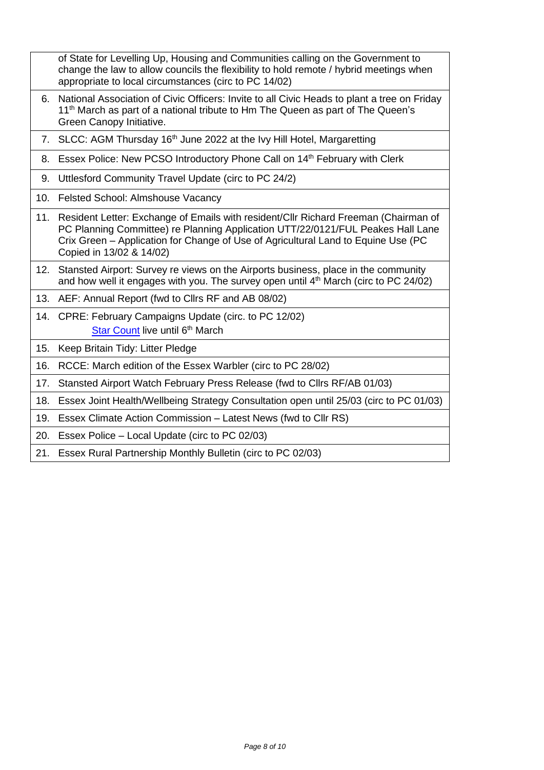| | |
|---|---|
| | of State for Levelling Up, Housing and Communities calling on the Government to change the law to allow councils the flexibility to hold remote / hybrid meetings when appropriate to local circumstances (circ to PC 14/02) |
| 6. | National Association of Civic Officers: Invite to all Civic Heads to plant a tree on Friday 11th March as part of a national tribute to Hm The Queen as part of The Queen's Green Canopy Initiative. |
| 7. | SLCC: AGM Thursday 16th June 2022 at the Ivy Hill Hotel, Margaretting |
| 8. | Essex Police: New PCSO Introductory Phone Call on 14th February with Clerk |
| 9. | Uttlesford Community Travel Update (circ to PC 24/2) |
| 10. | Felsted School: Almshouse Vacancy |
| 11. | Resident Letter: Exchange of Emails with resident/Cllr Richard Freeman (Chairman of PC Planning Committee) re Planning Application UTT/22/0121/FUL Peakes Hall Lane Crix Green – Application for Change of Use of Agricultural Land to Equine Use (PC Copied in 13/02 & 14/02) |
| 12. | Stansted Airport: Survey re views on the Airports business, place in the community and how well it engages with you. The survey open until 4th March (circ to PC 24/02) |
| 13. | AEF: Annual Report (fwd to Cllrs RF and AB 08/02) |
| 14. | CPRE: February Campaigns Update (circ. to PC 12/02)<br>Star Count live until 6th March |
| 15. | Keep Britain Tidy: Litter Pledge |
| 16. | RCCE: March edition of the Essex Warbler (circ to PC 28/02) |
| 17. | Stansted Airport Watch February Press Release (fwd to Cllrs RF/AB 01/03) |
| 18. | Essex Joint Health/Wellbeing Strategy Consultation open until 25/03 (circ to PC 01/03) |
| 19. | Essex Climate Action Commission – Latest News (fwd to Cllr RS) |
| 20. | Essex Police – Local Update (circ to PC 02/03) |
| 21. | Essex Rural Partnership Monthly Bulletin (circ to PC 02/03) |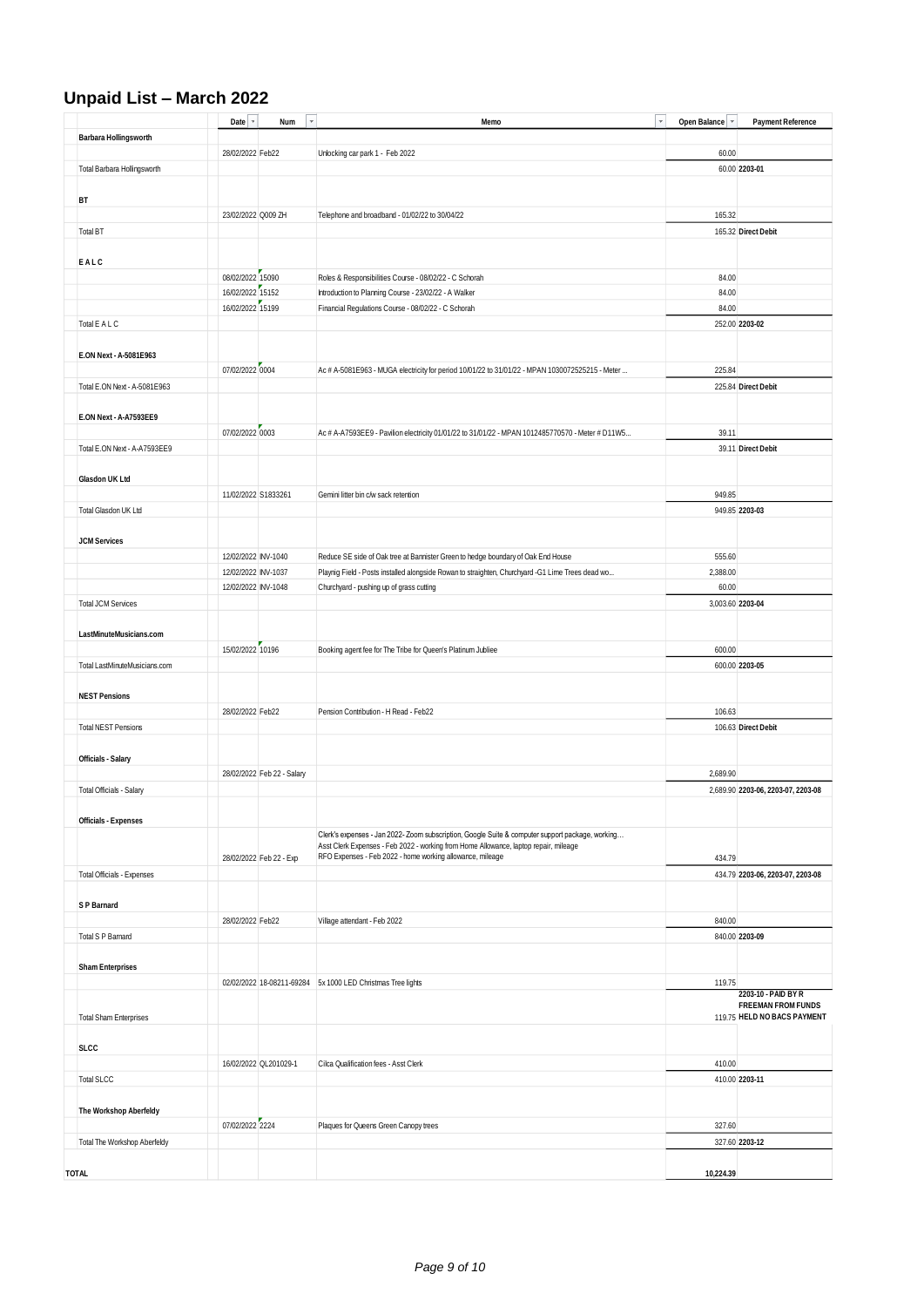## Unpaid List – March 2022

| | Date | Num | Memo | Open Balance | Payment Reference |
|---|---|---|---|---|---|
| **Barbara Hollingsworth** | | | | | |
| | 28/02/2022 | Feb22 | Unlocking car park 1 - Feb 2022 | 60.00 | |
| Total Barbara Hollingsworth | | | | 60.00 | **2203-01** |
| **BT** | | | | | |
| | 23/02/2022 | Q009 ZH | Telephone and broadband - 01/02/22 to 30/04/22 | 165.32 | |
| Total BT | | | | 165.32 | **Direct Debit** |
| **E A L C** | | | | | |
| | 08/02/2022 | 15090 | Roles & Responsibilities Course - 08/02/22 - C Schorah | 84.00 | |
| | 16/02/2022 | 15152 | Introduction to Planning Course - 23/02/22 - A Walker | 84.00 | |
| | 16/02/2022 | 15199 | Financial Regulations Course - 08/02/22 - C Schorah | 84.00 | |
| Total E A L C | | | | 252.00 | **2203-02** |
| **E.ON Next - A-5081E963** | | | | | |
| | 07/02/2022 | 0004 | Ac # A-5081E963 - MUGA electricity for period 10/01/22 to 31/01/22 - MPAN 1030072525215 - Meter ... | 225.84 | |
| Total E.ON Next - A-5081E963 | | | | 225.84 | **Direct Debit** |
| **E.ON Next - A-A7593EE9** | | | | | |
| | 07/02/2022 | 0003 | Ac # A-A7593EE9 - Pavilion electricity 01/01/22 to 31/01/22 - MPAN 1012485770570 - Meter # D11W5... | 39.11 | |
| Total E.ON Next - A-A7593EE9 | | | | 39.11 | **Direct Debit** |
| **Glasdon UK Ltd** | | | | | |
| | 11/02/2022 | S1833261 | Gemini litter bin c/w sack retention | 949.85 | |
| Total Glasdon UK Ltd | | | | 949.85 | **2203-03** |
| **JCM Services** | | | | | |
| | 12/02/2022 | INV-1040 | Reduce SE side of Oak tree at Bannister Green to hedge boundary of Oak End House | 555.60 | |
| | 12/02/2022 | INV-1037 | Playnig Field - Posts installed alongside Rowan to straighten, Churchyard -G1 Lime Trees dead wo... | 2,388.00 | |
| | 12/02/2022 | INV-1048 | Churchyard - pushing up of grass cutting | 60.00 | |
| Total JCM Services | | | | 3,003.60 | **2203-04** |
| **LastMinuteMusicians.com** | | | | | |
| | 15/02/2022 | 10196 | Booking agent fee for The Tribe for Queen's Platinum Jubliee | 600.00 | |
| Total LastMinuteMusicians.com | | | | 600.00 | **2203-05** |
| **NEST Pensions** | | | | | |
| | 28/02/2022 | Feb22 | Pension Contribution - H Read - Feb22 | 106.63 | |
| Total NEST Pensions | | | | 106.63 | **Direct Debit** |
| **Officials - Salary** | | | | | |
| | 28/02/2022 | Feb 22 - Salary | | 2,689.90 | |
| Total Officials - Salary | | | | 2,689.90 | **2203-06, 2203-07, 2203-08** |
| **Officials - Expenses** | | | | | |
| | 28/02/2022 | Feb 22 - Exp | Clerk's expenses - Jan 2022- Zoom subscription, Google Suite & computer support package, working... Asst Clerk Expenses - Feb 2022 - working from Home Allowance, laptop repair, mileage RFO Expenses - Feb 2022 - home working allowance, mileage | 434.79 | |
| Total Officials - Expenses | | | | 434.79 | **2203-06, 2203-07, 2203-08** |
| **S P Barnard** | | | | | |
| | 28/02/2022 | Feb22 | Village attendant - Feb 2022 | 840.00 | |
| Total S P Barnard | | | | 840.00 | **2203-09** |
| **Sham Enterprises** | | | | | |
| | 02/02/2022 | 18-08211-69284 | 5x 1000 LED Christmas Tree lights | 119.75 | |
| Total Sham Enterprises | | | | 119.75 | **2203-10 - PAID BY R FREEMAN FROM FUNDS HELD NO BACS PAYMENT** |
| **SLCC** | | | | | |
| | 16/02/2022 | QL201029-1 | Cilca Qualification fees - Asst Clerk | 410.00 | |
| Total SLCC | | | | 410.00 | **2203-11** |
| **The Workshop Aberfeldy** | | | | | |
| | 07/02/2022 | 2224 | Plaques for Queens Green Canopy trees | 327.60 | |
| Total The Workshop Aberfeldy | | | | 327.60 | **2203-12** |
| **TOTAL** | | | | **10,224.39** | |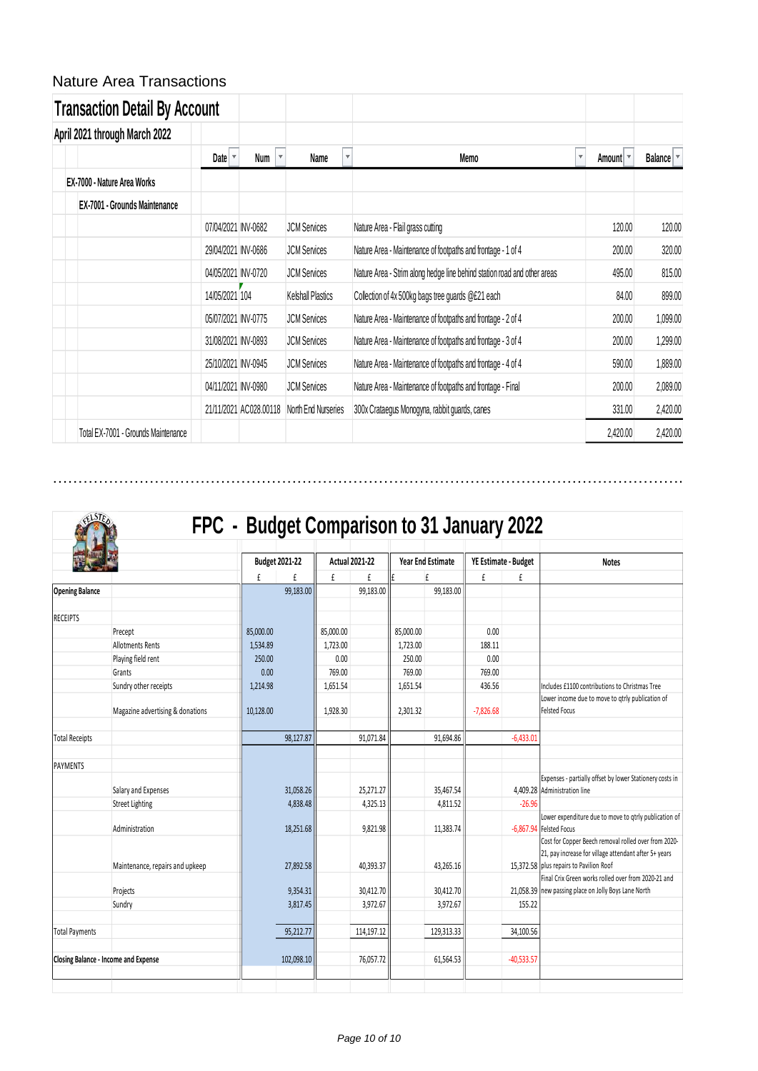Nature Area Transactions

# Transaction Detail By Account

## April 2021 through March 2022

| | | Date | Num | Name | Memo | Amount | Balance |
|---|---|---|---|---|---|---|---|
| EX-7000 - Nature Area Works | | | | | | | |
| | EX-7001 - Grounds Maintenance | | | | | | |
| | | 07/04/2021 | INV-0682 | JCM Services | Nature Area - Flail grass cutting | 120.00 | 120.00 |
| | | 29/04/2021 | INV-0686 | JCM Services | Nature Area - Maintenance of footpaths and frontage - 1 of 4 | 200.00 | 320.00 |
| | | 04/05/2021 | INV-0720 | JCM Services | Nature Area - Strim along hedge line behind station road and other areas | 495.00 | 815.00 |
| | | 14/05/2021 | 104 | Kelshall Plastics | Collection of 4x 500kg bags tree guards @£21 each | 84.00 | 899.00 |
| | | 05/07/2021 | INV-0775 | JCM Services | Nature Area - Maintenance of footpaths and frontage - 2 of 4 | 200.00 | 1,099.00 |
| | | 31/08/2021 | INV-0893 | JCM Services | Nature Area - Maintenance of footpaths and frontage - 3 of 4 | 200.00 | 1,299.00 |
| | | 25/10/2021 | INV-0945 | JCM Services | Nature Area - Maintenance of footpaths and frontage - 4 of 4 | 590.00 | 1,889.00 |
| | | 04/11/2021 | INV-0980 | JCM Services | Nature Area - Maintenance of footpaths and frontage - Final | 200.00 | 2,089.00 |
| | | 21/11/2021 | AC028.00118 | North End Nurseries | 300x Crataegus Monogyna, rabbit guards, canes | 331.00 | 2,420.00 |
| | Total EX-7001 - Grounds Maintenance | | | | | 2,420.00 | 2,420.00 |

# FPC - Budget Comparison to 31 January 2022

| | | Budget 2021-22 | | Actual 2021-22 | | Year End Estimate | | YE Estimate - Budget | | Notes |
|---|---|---|---|---|---|---|---|---|---|---|
| | | £ | £ | £ | £ | £ | £ | £ | £ | |
| **Opening Balance** | | | 99,183.00 | | 99,183.00 | | 99,183.00 | | | |
| RECEIPTS | | | | | | | | | | |
| | Precept | 85,000.00 | | 85,000.00 | | 85,000.00 | | 0.00 | | |
| | Allotments Rents | 1,534.89 | | 1,723.00 | | 1,723.00 | | 188.11 | | |
| | Playing field rent | 250.00 | | 0.00 | | 250.00 | | 0.00 | | |
| | Grants | 0.00 | | 769.00 | | 769.00 | | 769.00 | | |
| | Sundry other receipts | 1,214.98 | | 1,651.54 | | 1,651.54 | | 436.56 | | Includes £1100 contributions to Christmas Tree |
| | Magazine advertising & donations | 10,128.00 | | 1,928.30 | | 2,301.32 | | -7,826.68 | | Lower income due to move to qtrly publication of Felsted Focus |
| Total Receipts | | | 98,127.87 | | 91,071.84 | | 91,694.86 | | -6,433.01 | |
| PAYMENTS | | | | | | | | | | |
| | Salary and Expenses | | 31,058.26 | | 25,271.27 | | 35,467.54 | | 4,409.28 | Expenses - partially offset by lower Stationery costs in Administration line |
| | Street Lighting | | 4,838.48 | | 4,325.13 | | 4,811.52 | | -26.96 | |
| | Administration | | 18,251.68 | | 9,821.98 | | 11,383.74 | | -6,867.94 | Lower expenditure due to move to qtrly publication of Felsted Focus |
| | Maintenance, repairs and upkeep | | 27,892.58 | | 40,393.37 | | 43,265.16 | | 15,372.58 | Cost for Copper Beech removal rolled over from 2020-21, pay increase for village attendant after 5+ years plus repairs to Pavilion Roof |
| | Projects | | 9,354.31 | | 30,412.70 | | 30,412.70 | | 21,058.39 | Final Crix Green works rolled over from 2020-21 and new passing place on Jolly Boys Lane North |
| | Sundry | | 3,817.45 | | 3,972.67 | | 3,972.67 | | 155.22 | |
| Total Payments | | | 95,212.77 | | 114,197.12 | | 129,313.33 | | 34,100.56 | |
| **Closing Balance - Income and Expense** | | | 102,098.10 | | 76,057.72 | | 61,564.53 | | -40,533.57 | |